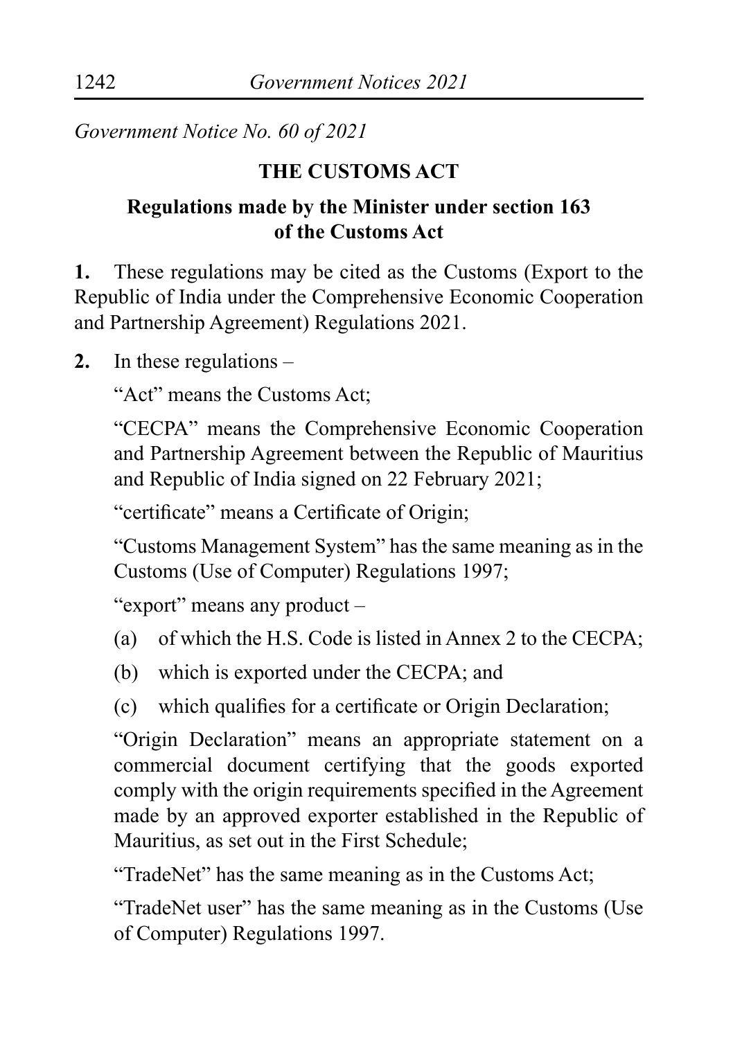*Government Notice No. 60 of 2021*

## THE CUSTOMS ACT

### Regulations made by the Minister under section 163 of the Customs Act

**1.** These regulations may be cited as the Customs (Export to the Republic of India under the Comprehensive Economic Cooperation and Partnership Agreement) Regulations 2021.

**2.** In these regulations –

"Act" means the Customs Act;

"CECPA" means the Comprehensive Economic Cooperation and Partnership Agreement between the Republic of Mauritius and Republic of India signed on 22 February 2021;

"certificate" means a Certificate of Origin;

"Customs Management System" has the same meaning as in the Customs (Use of Computer) Regulations 1997;

"export" means any product –

(a) of which the H.S. Code is listed in Annex 2 to the CECPA;

(b) which is exported under the CECPA; and

(c) which qualifies for a certificate or Origin Declaration;

"Origin Declaration" means an appropriate statement on a commercial document certifying that the goods exported comply with the origin requirements specified in the Agreement made by an approved exporter established in the Republic of Mauritius, as set out in the First Schedule;

"TradeNet" has the same meaning as in the Customs Act;

"TradeNet user" has the same meaning as in the Customs (Use of Computer) Regulations 1997.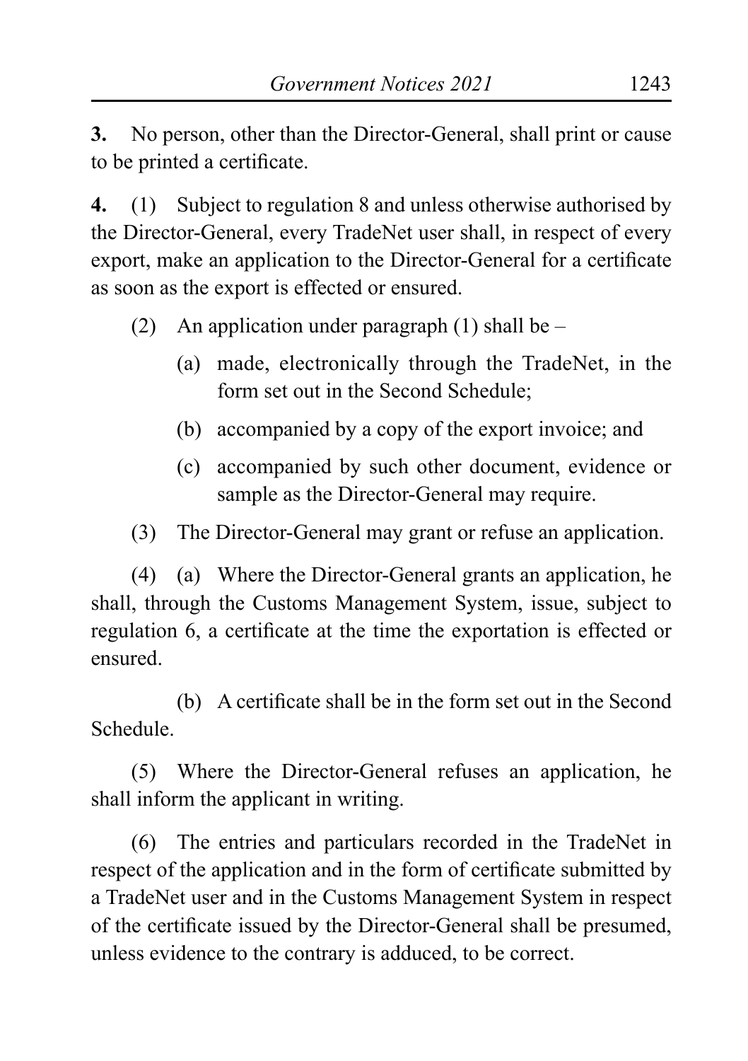**3.** No person, other than the Director-General, shall print or cause to be printed a certificate.

**4.** (1) Subject to regulation 8 and unless otherwise authorised by the Director-General, every TradeNet user shall, in respect of every export, make an application to the Director-General for a certificate as soon as the export is effected or ensured.

(2) An application under paragraph (1) shall be –

(a) made, electronically through the TradeNet, in the form set out in the Second Schedule;

(b) accompanied by a copy of the export invoice; and

(c) accompanied by such other document, evidence or sample as the Director-General may require.

(3) The Director-General may grant or refuse an application.

(4) (a) Where the Director-General grants an application, he shall, through the Customs Management System, issue, subject to regulation 6, a certificate at the time the exportation is effected or ensured.

(b) A certificate shall be in the form set out in the Second Schedule.

(5) Where the Director-General refuses an application, he shall inform the applicant in writing.

(6) The entries and particulars recorded in the TradeNet in respect of the application and in the form of certificate submitted by a TradeNet user and in the Customs Management System in respect of the certificate issued by the Director-General shall be presumed, unless evidence to the contrary is adduced, to be correct.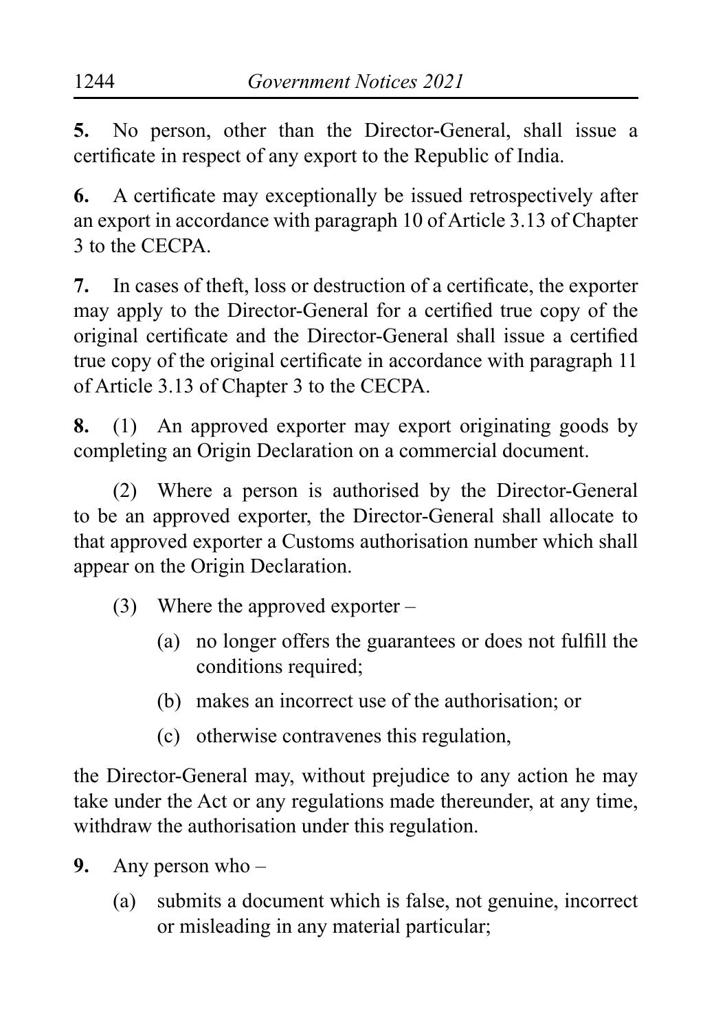**5.** No person, other than the Director-General, shall issue a certificate in respect of any export to the Republic of India.

**6.** A certificate may exceptionally be issued retrospectively after an export in accordance with paragraph 10 of Article 3.13 of Chapter 3 to the CECPA.

**7.** In cases of theft, loss or destruction of a certificate, the exporter may apply to the Director-General for a certified true copy of the original certificate and the Director-General shall issue a certified true copy of the original certificate in accordance with paragraph 11 of Article 3.13 of Chapter 3 to the CECPA.

**8.** (1) An approved exporter may export originating goods by completing an Origin Declaration on a commercial document.

(2) Where a person is authorised by the Director-General to be an approved exporter, the Director-General shall allocate to that approved exporter a Customs authorisation number which shall appear on the Origin Declaration.

(3) Where the approved exporter –

- (a) no longer offers the guarantees or does not fulfill the conditions required;
- (b) makes an incorrect use of the authorisation; or
- (c) otherwise contravenes this regulation,

the Director-General may, without prejudice to any action he may take under the Act or any regulations made thereunder, at any time, withdraw the authorisation under this regulation.

**9.** Any person who –

- (a) submits a document which is false, not genuine, incorrect or misleading in any material particular;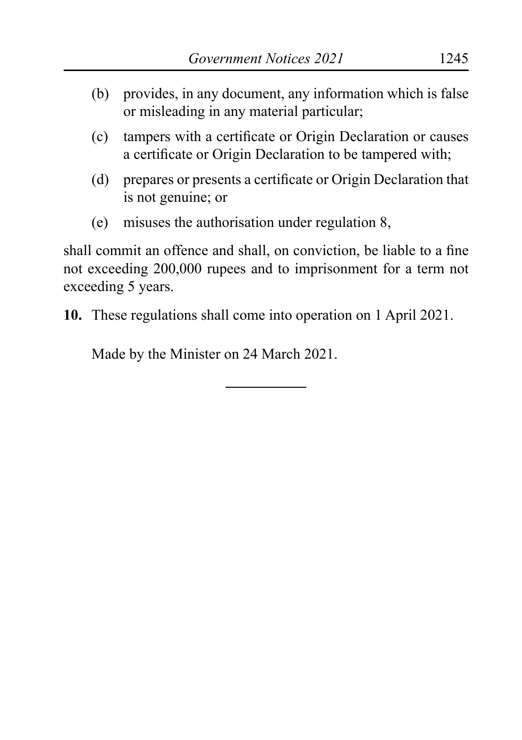(b) provides, in any document, any information which is false or misleading in any material particular;

(c) tampers with a certificate or Origin Declaration or causes a certificate or Origin Declaration to be tampered with;

(d) prepares or presents a certificate or Origin Declaration that is not genuine; or

(e) misuses the authorisation under regulation 8,

shall commit an offence and shall, on conviction, be liable to a fine not exceeding 200,000 rupees and to imprisonment for a term not exceeding 5 years.

**10.** These regulations shall come into operation on 1 April 2021.

Made by the Minister on 24 March 2021.

---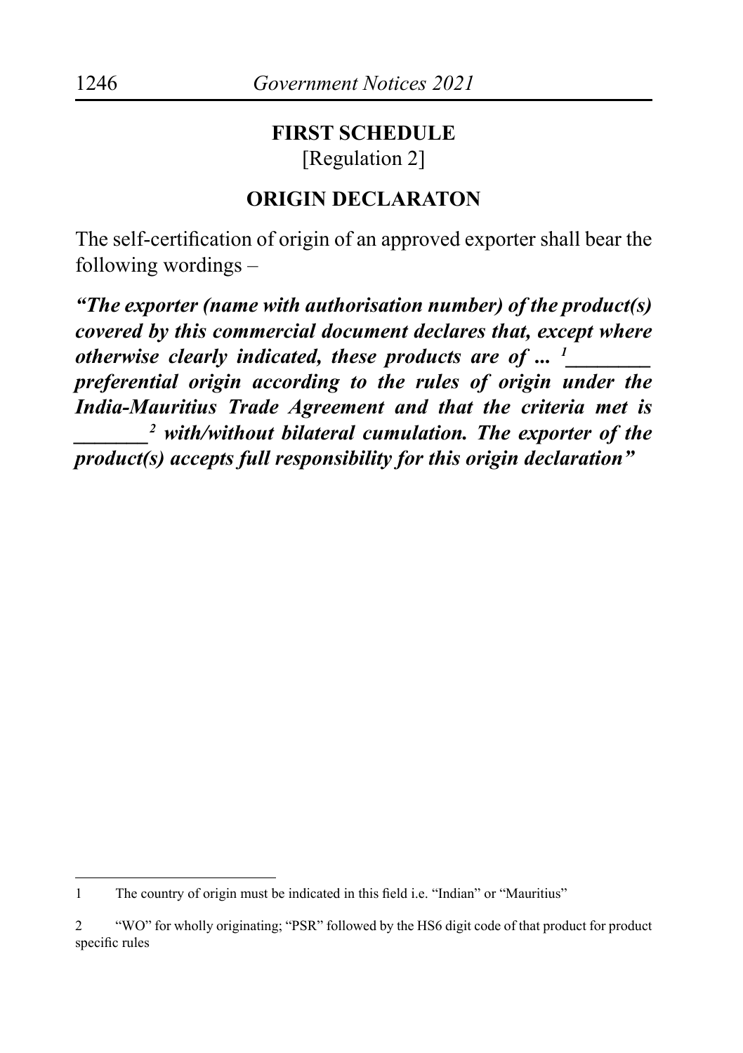## FIRST SCHEDULE

[Regulation 2]

## ORIGIN DECLARATON

The self-certification of origin of an approved exporter shall bear the following wordings –

***"The exporter (name with authorisation number) of the product(s) covered by this commercial document declares that, except where otherwise clearly indicated, these products are of ...*** [1]***________ preferential origin according to the rules of origin under the India-Mauritius Trade Agreement and that the criteria met is _______*** [2] ***with/without bilateral cumulation. The exporter of the product(s) accepts full responsibility for this origin declaration"***

---

1 The country of origin must be indicated in this field i.e. "Indian" or "Mauritius"

2 "WO" for wholly originating; "PSR" followed by the HS6 digit code of that product for product specific rules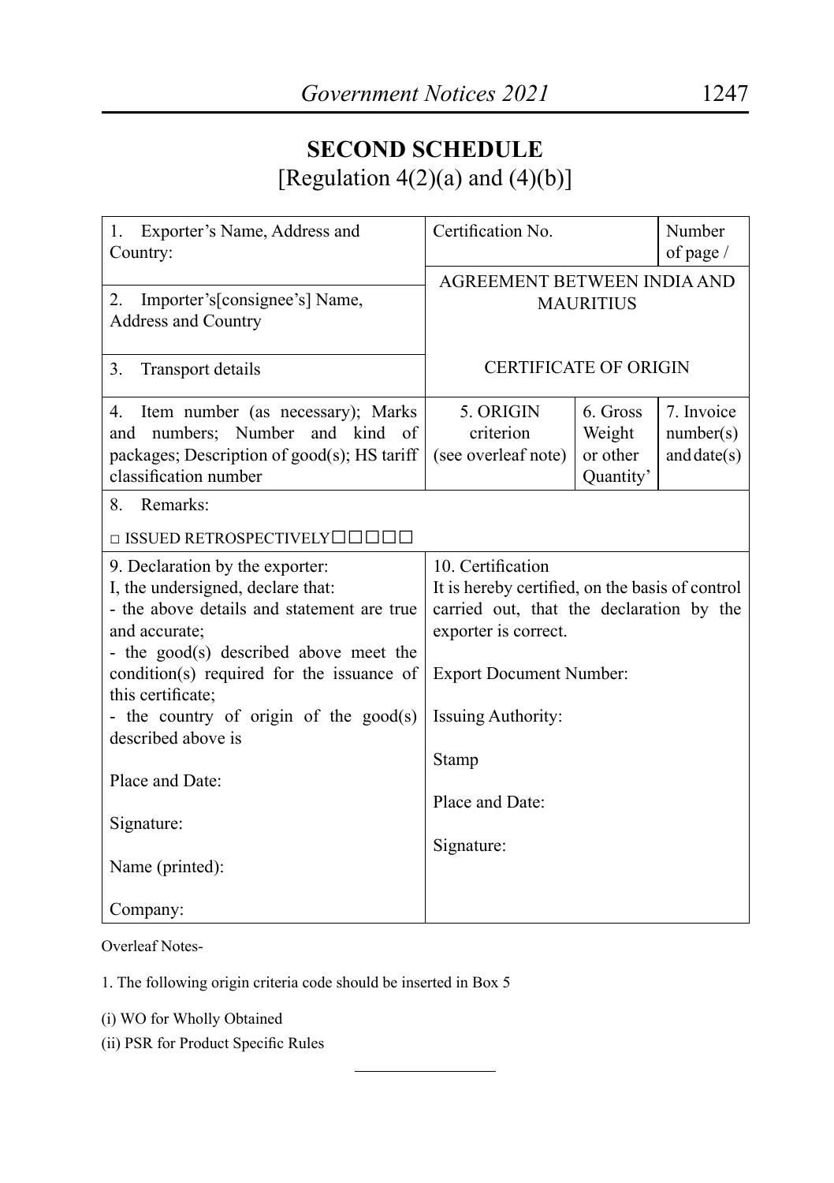# SECOND SCHEDULE

[Regulation 4(2)(a) and (4)(b)]

| | | | |
|---|---|---|---|
| 1. Exporter's Name, Address and Country: | Certification No. | | Number of page / |
| 2. Importer's[consignee's] Name, Address and Country | AGREEMENT BETWEEN INDIA AND MAURITIUS | | |
| 3. Transport details | CERTIFICATE OF ORIGIN | | |
| 4. Item number (as necessary); Marks and numbers; Number and kind of packages; Description of good(s); HS tariff classification number | 5. ORIGIN criterion (see overleaf note) | 6. Gross Weight or other Quantity' | 7. Invoice number(s) and date(s) |
| 8. Remarks: □ ISSUED RETROSPECTIVELY□□□□□ | | | |
| 9. Declaration by the exporter: I, the undersigned, declare that: - the above details and statement are true and accurate; - the good(s) described above meet the condition(s) required for the issuance of this certificate; - the country of origin of the good(s) described above is Place and Date: Signature: Name (printed): Company: | 10. Certification It is hereby certified, on the basis of control carried out, that the declaration by the exporter is correct. Export Document Number: Issuing Authority: Stamp Place and Date: Signature: | | |

Overleaf Notes-

1. The following origin criteria code should be inserted in Box 5

(i) WO for Wholly Obtained

(ii) PSR for Product Specific Rules